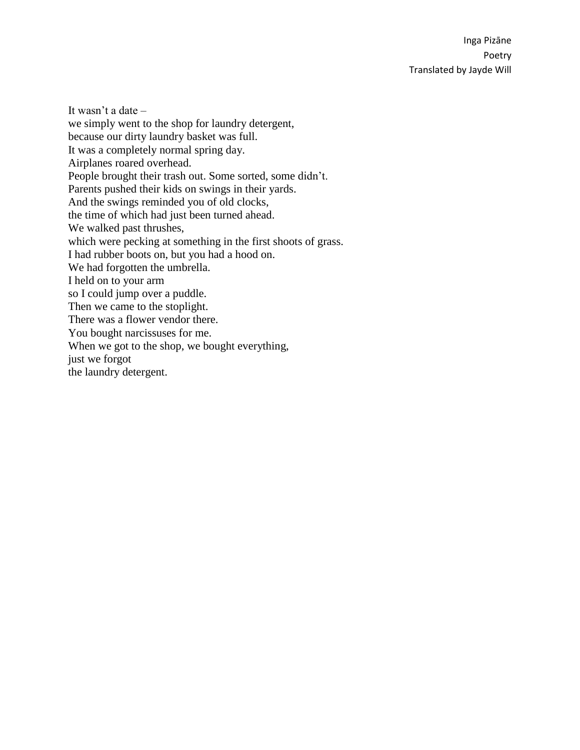Inga Pizāne
Poetry
Translated by Jayde Will

It wasn't a date –  
we simply went to the shop for laundry detergent,  
because our dirty laundry basket was full.  
It was a completely normal spring day.  
Airplanes roared overhead.  
People brought their trash out. Some sorted, some didn't.  
Parents pushed their kids on swings in their yards.  
And the swings reminded you of old clocks,  
the time of which had just been turned ahead.  
We walked past thrushes,  
which were pecking at something in the first shoots of grass.  
I had rubber boots on, but you had a hood on.  
We had forgotten the umbrella.  
I held on to your arm  
so I could jump over a puddle.  
Then we came to the stoplight.  
There was a flower vendor there.  
You bought narcissuses for me.  
When we got to the shop, we bought everything,  
just we forgot  
the laundry detergent.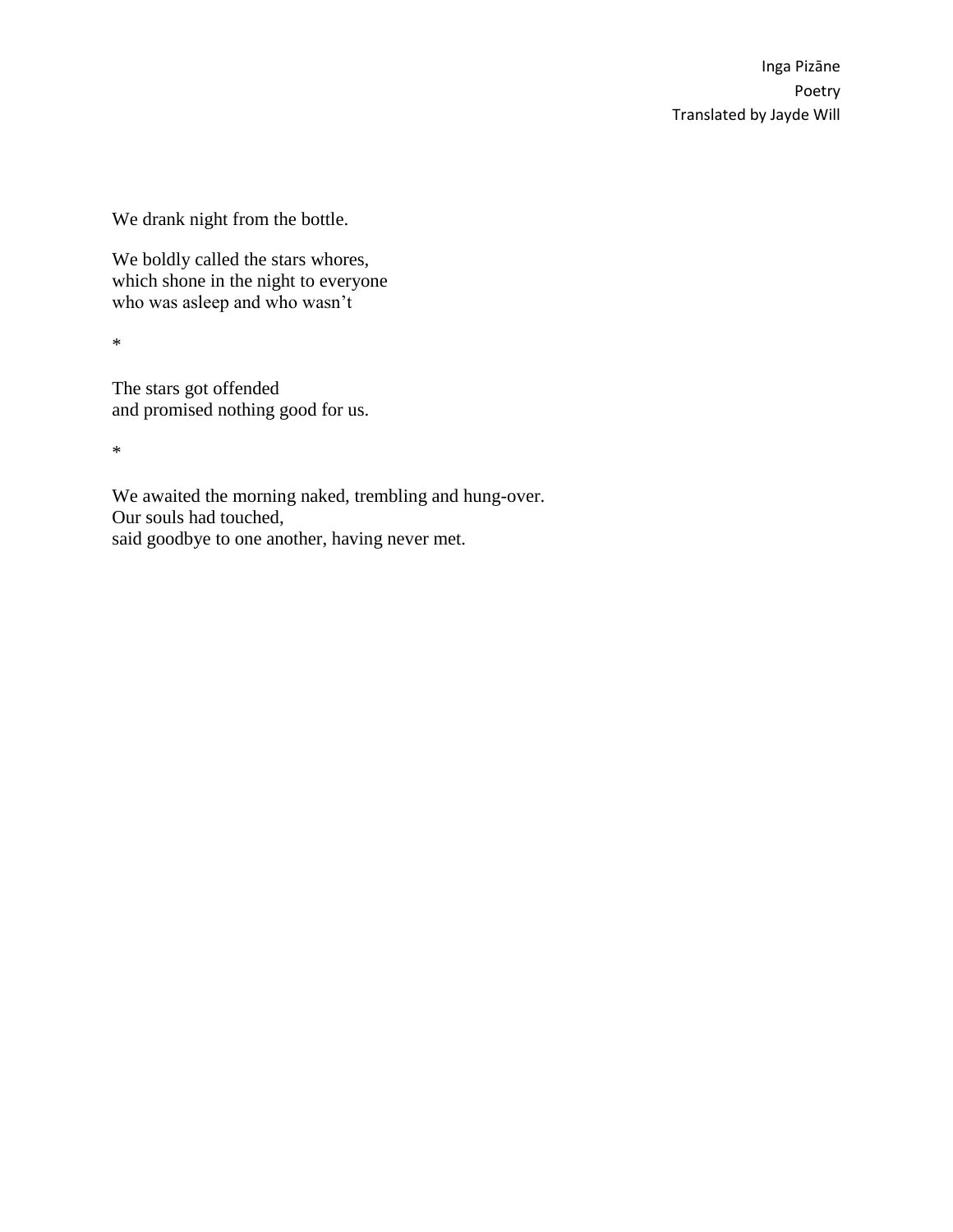We drank night from the bottle.

We boldly called the stars whores,
which shone in the night to everyone
who was asleep and who wasn't

*

The stars got offended
and promised nothing good for us.

*

We awaited the morning naked, trembling and hung-over.
Our souls had touched,
said goodbye to one another, having never met.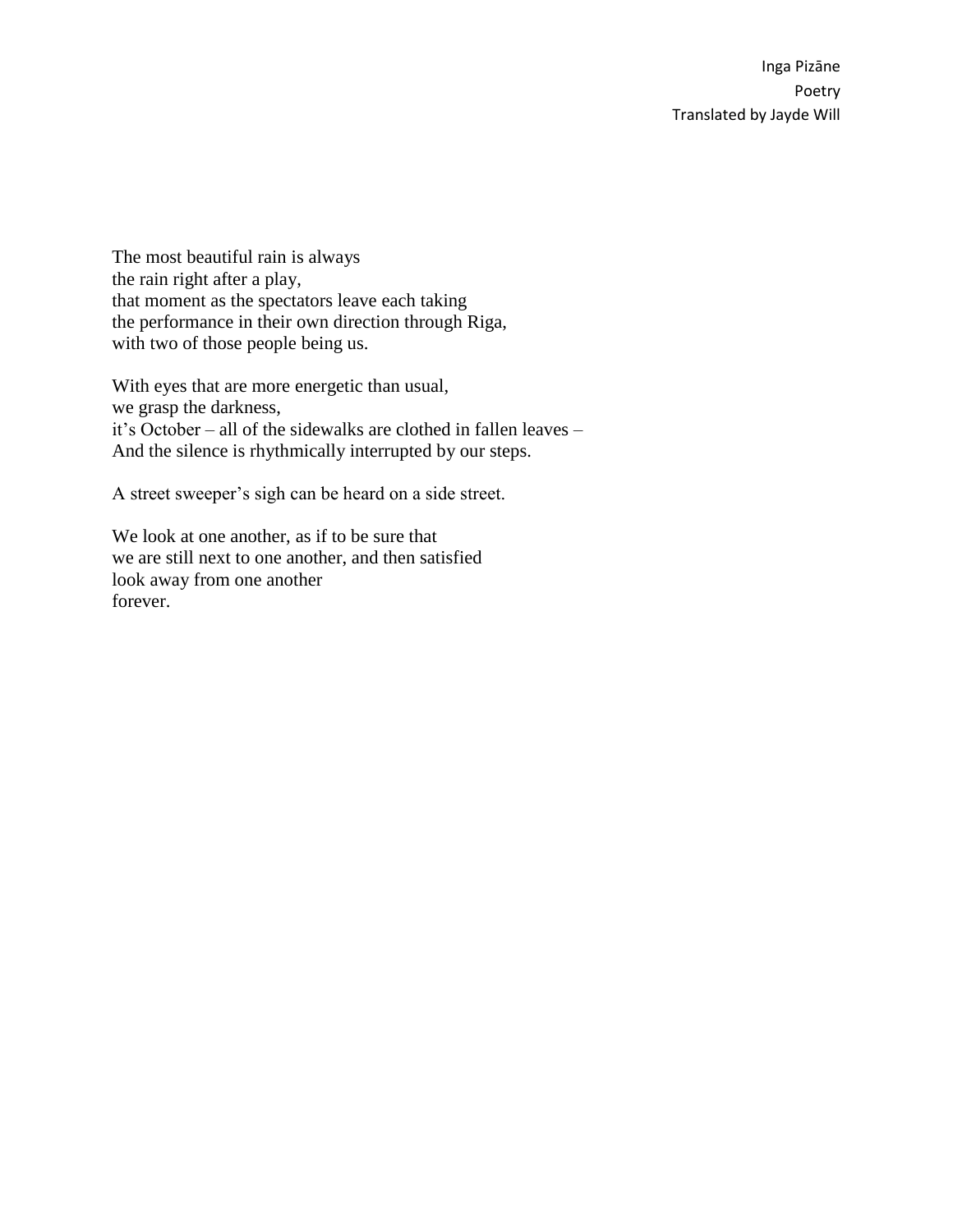The most beautiful rain is always
the rain right after a play,
that moment as the spectators leave each taking
the performance in their own direction through Riga,
with two of those people being us.

With eyes that are more energetic than usual,
we grasp the darkness,
it's October – all of the sidewalks are clothed in fallen leaves –
And the silence is rhythmically interrupted by our steps.

A street sweeper's sigh can be heard on a side street.

We look at one another, as if to be sure that
we are still next to one another, and then satisfied
look away from one another
forever.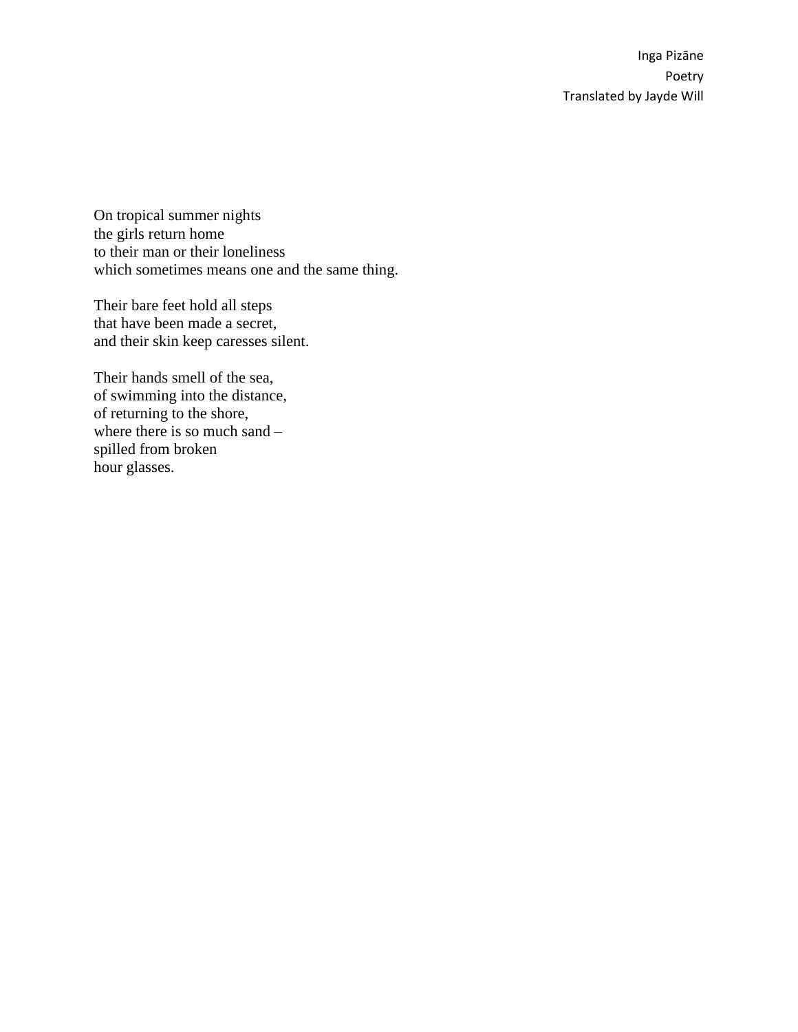On tropical summer nights
the girls return home
to their man or their loneliness
which sometimes means one and the same thing.

Their bare feet hold all steps
that have been made a secret,
and their skin keep caresses silent.

Their hands smell of the sea,
of swimming into the distance,
of returning to the shore,
where there is so much sand –
spilled from broken
hour glasses.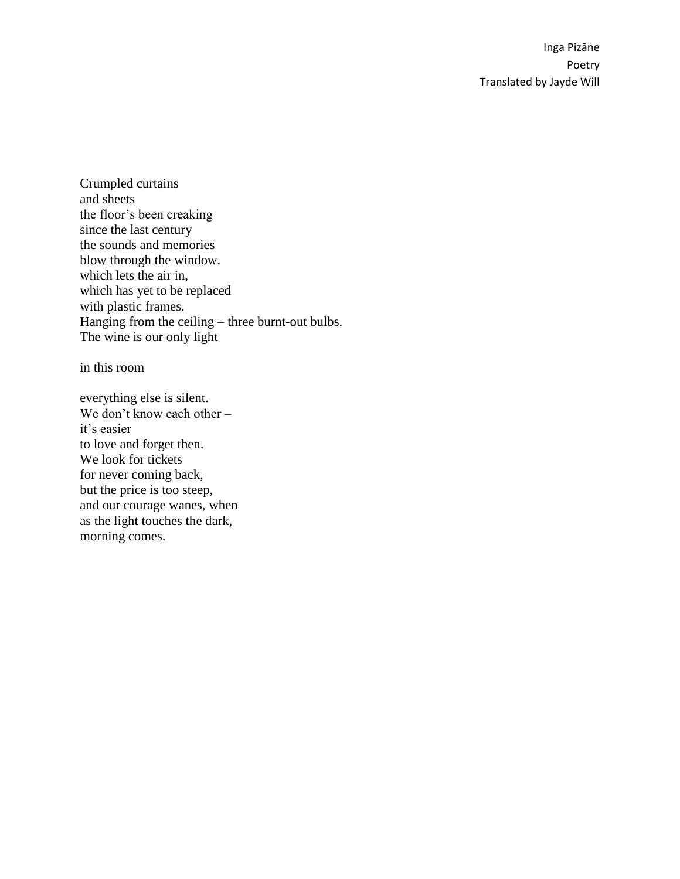Crumpled curtains
and sheets
the floor's been creaking
since the last century
the sounds and memories
blow through the window.
which lets the air in,
which has yet to be replaced
with plastic frames.
Hanging from the ceiling – three burnt-out bulbs.
The wine is our only light

in this room

everything else is silent.
We don't know each other –
it's easier
to love and forget then.
We look for tickets
for never coming back,
but the price is too steep,
and our courage wanes, when
as the light touches the dark,
morning comes.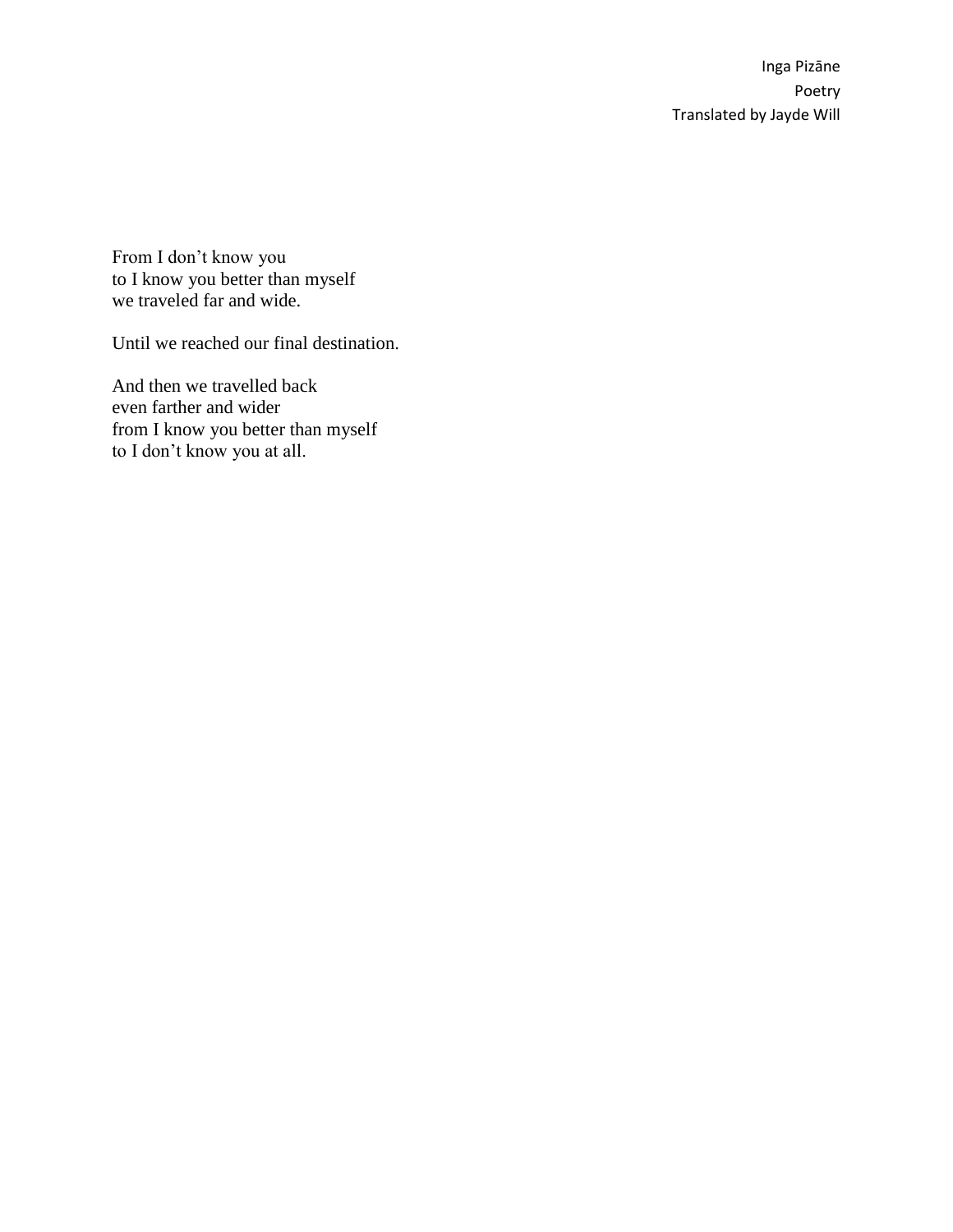From I don't know you
to I know you better than myself
we traveled far and wide.

Until we reached our final destination.

And then we travelled back
even farther and wider
from I know you better than myself
to I don't know you at all.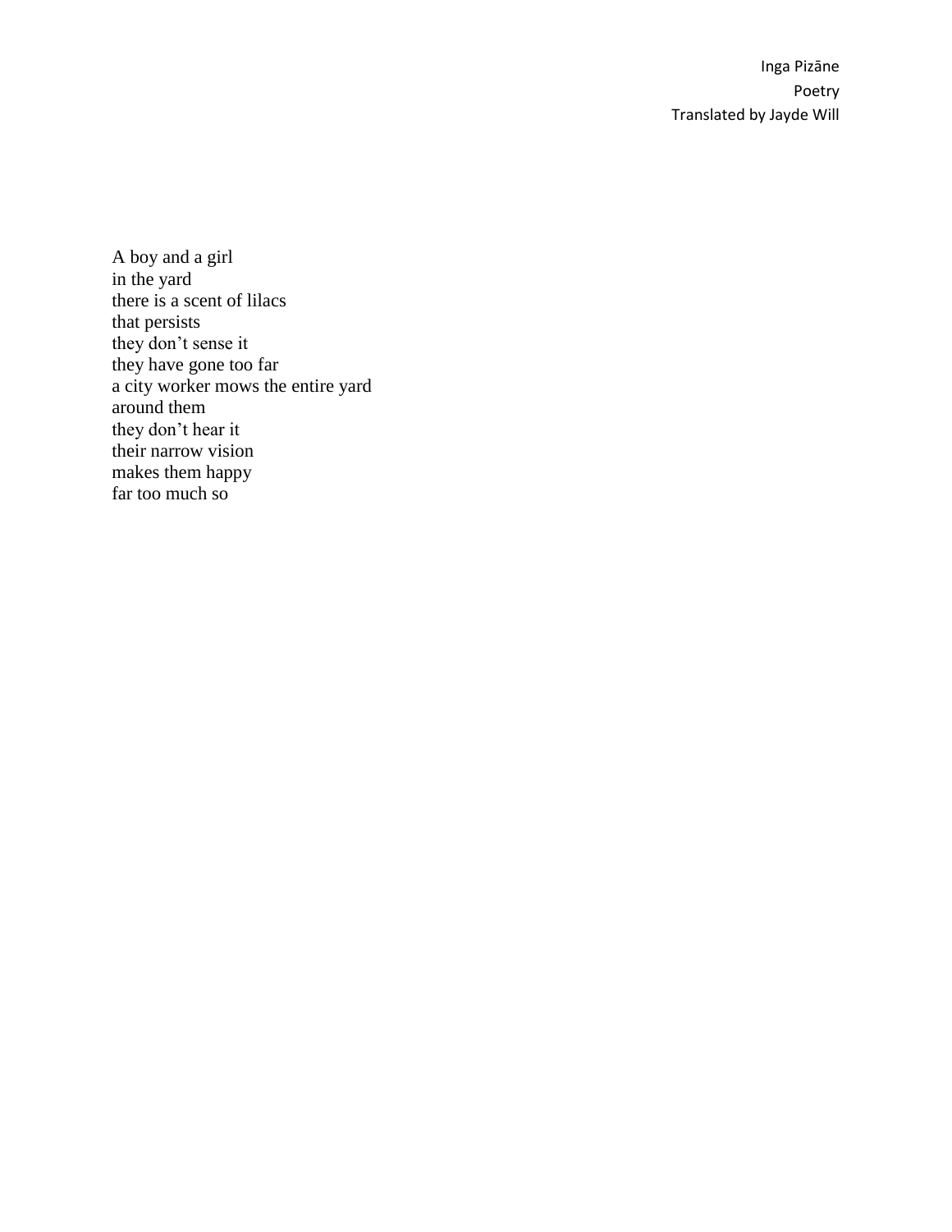A boy and a girl
in the yard
there is a scent of lilacs
that persists
they don’t sense it
they have gone too far
a city worker mows the entire yard
around them
they don’t hear it
their narrow vision
makes them happy
far too much so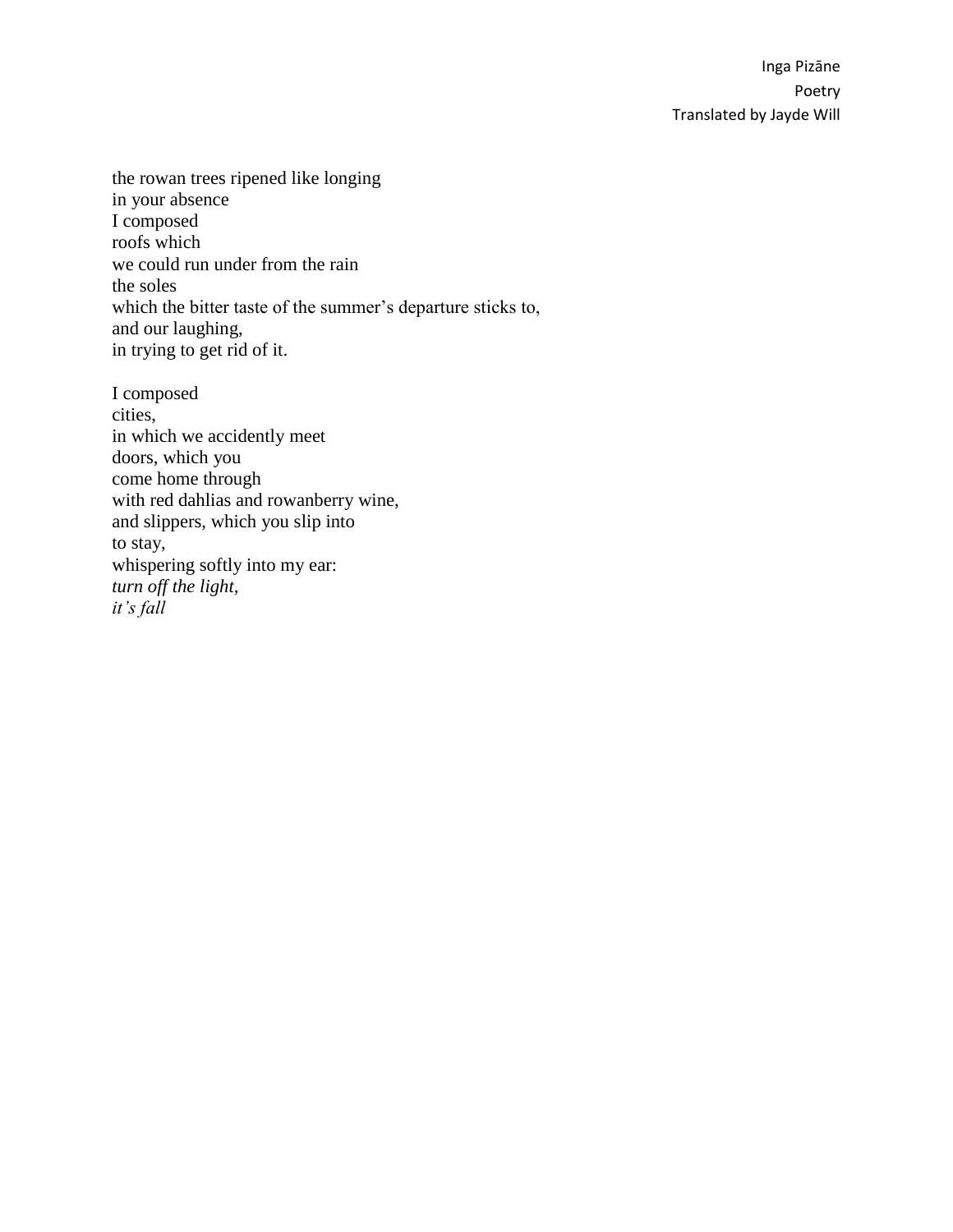the rowan trees ripened like longing
in your absence
I composed
roofs which
we could run under from the rain
the soles
which the bitter taste of the summer's departure sticks to,
and our laughing,
in trying to get rid of it.

I composed
cities,
in which we accidently meet
doors, which you
come home through
with red dahlias and rowanberry wine,
and slippers, which you slip into
to stay,
whispering softly into my ear:
*turn off the light,*
*it's fall*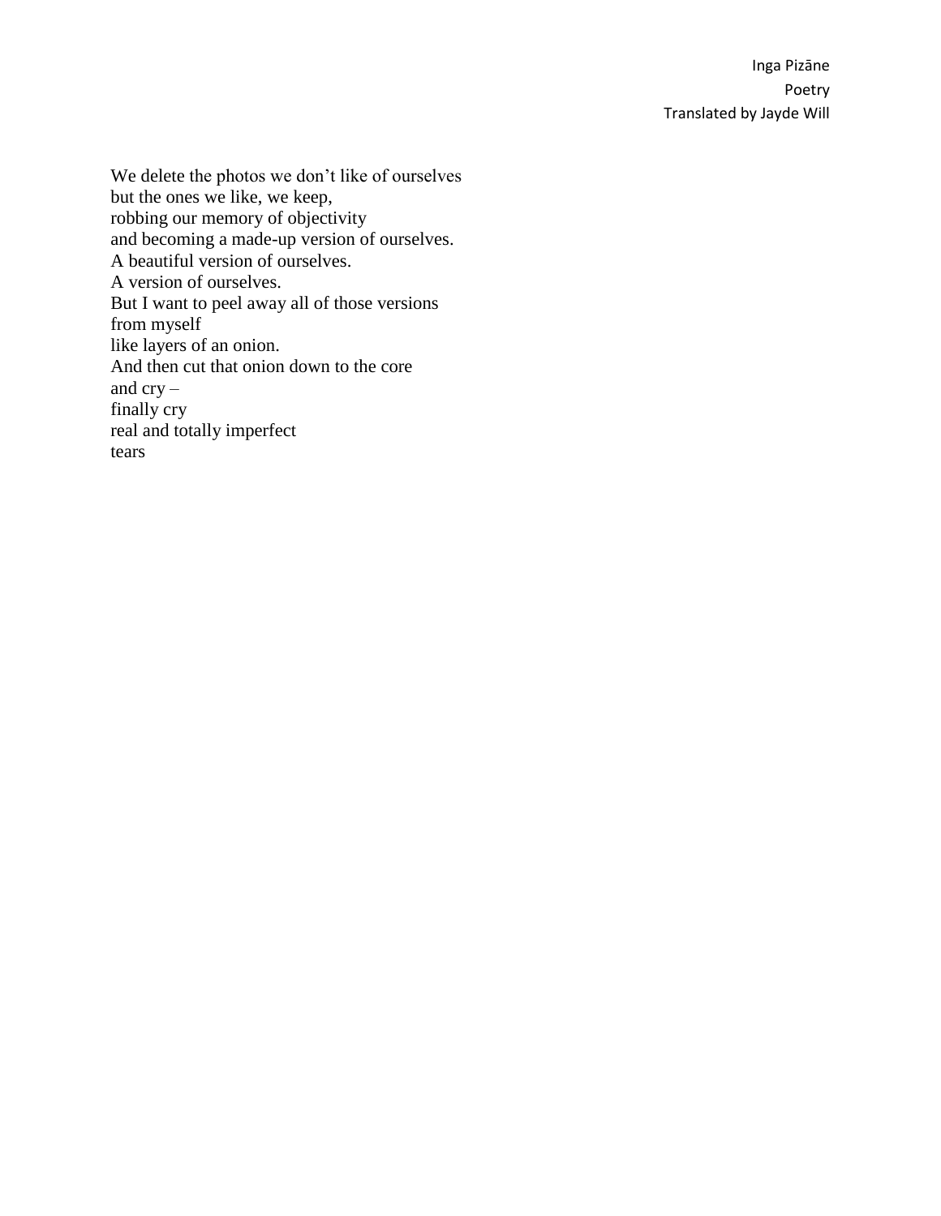Inga Pizāne
Poetry
Translated by Jayde Will

We delete the photos we don’t like of ourselves  
but the ones we like, we keep,  
robbing our memory of objectivity  
and becoming a made-up version of ourselves.  
A beautiful version of ourselves.  
A version of ourselves.  
But I want to peel away all of those versions  
from myself  
like layers of an onion.  
And then cut that onion down to the core  
and cry –  
finally cry  
real and totally imperfect  
tears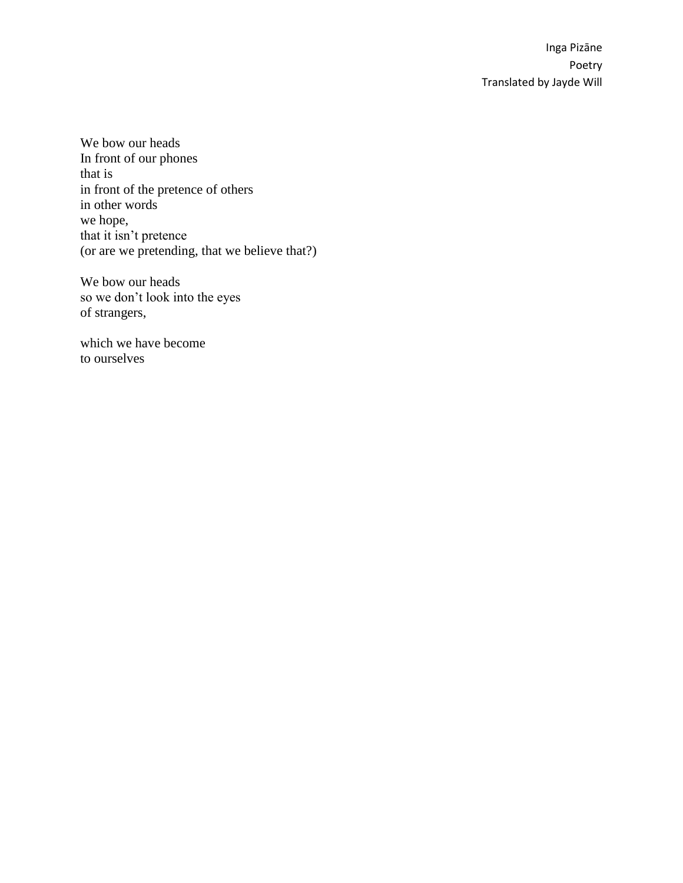We bow our heads
In front of our phones
that is
in front of the pretence of others
in other words
we hope,
that it isn't pretence
(or are we pretending, that we believe that?)

We bow our heads
so we don't look into the eyes
of strangers,

which we have become
to ourselves